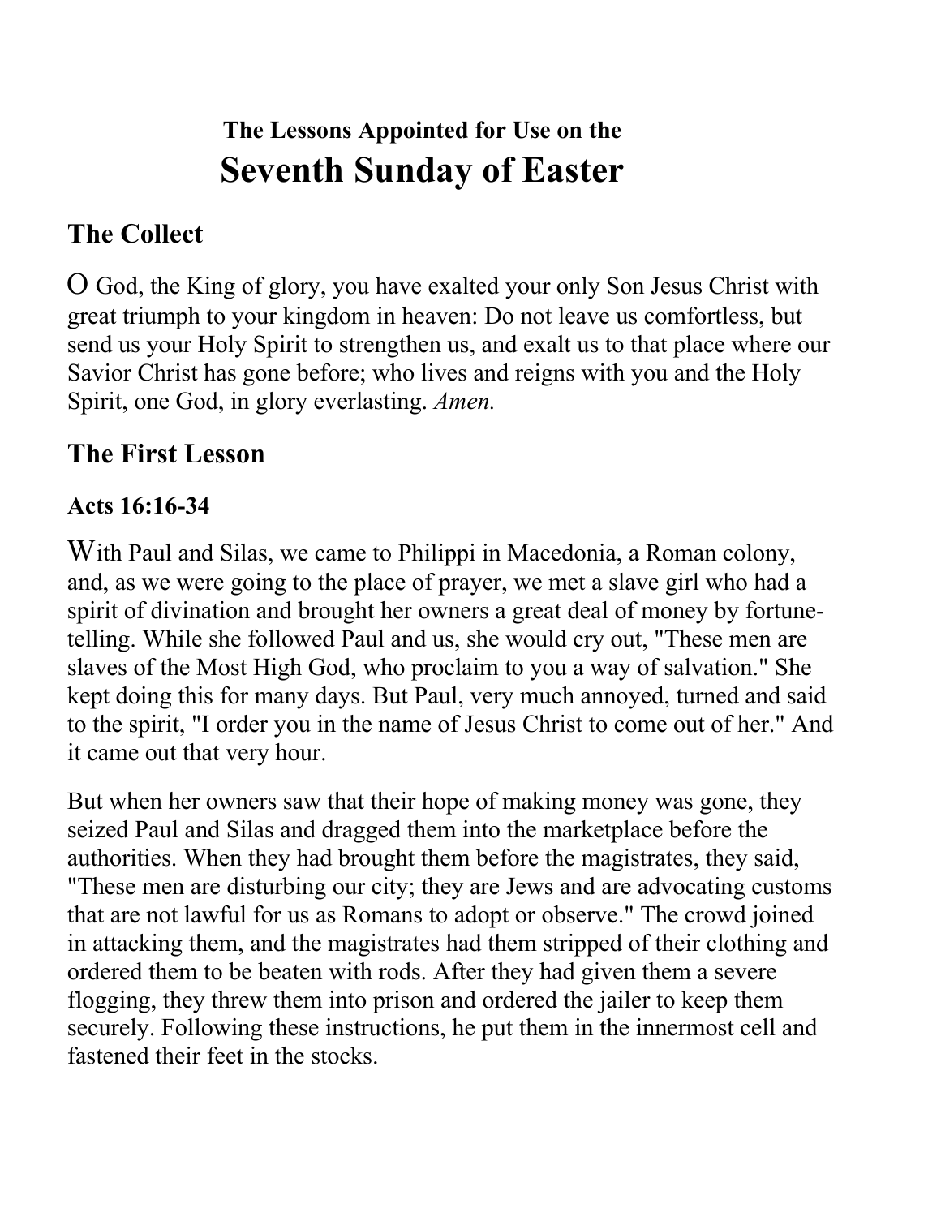### The Lessons Appointed for Use on the

# Seventh Sunday of Easter

## The Collect

O God, the King of glory, you have exalted your only Son Jesus Christ with great triumph to your kingdom in heaven: Do not leave us comfortless, but send us your Holy Spirit to strengthen us, and exalt us to that place where our Savior Christ has gone before; who lives and reigns with you and the Holy Spirit, one God, in glory everlasting. *Amen.*

## The First Lesson

### Acts 16:16-34

With Paul and Silas, we came to Philippi in Macedonia, a Roman colony, and, as we were going to the place of prayer, we met a slave girl who had a spirit of divination and brought her owners a great deal of money by fortune-telling. While she followed Paul and us, she would cry out, "These men are slaves of the Most High God, who proclaim to you a way of salvation." She kept doing this for many days. But Paul, very much annoyed, turned and said to the spirit, "I order you in the name of Jesus Christ to come out of her." And it came out that very hour.

But when her owners saw that their hope of making money was gone, they seized Paul and Silas and dragged them into the marketplace before the authorities. When they had brought them before the magistrates, they said, "These men are disturbing our city; they are Jews and are advocating customs that are not lawful for us as Romans to adopt or observe." The crowd joined in attacking them, and the magistrates had them stripped of their clothing and ordered them to be beaten with rods. After they had given them a severe flogging, they threw them into prison and ordered the jailer to keep them securely. Following these instructions, he put them in the innermost cell and fastened their feet in the stocks.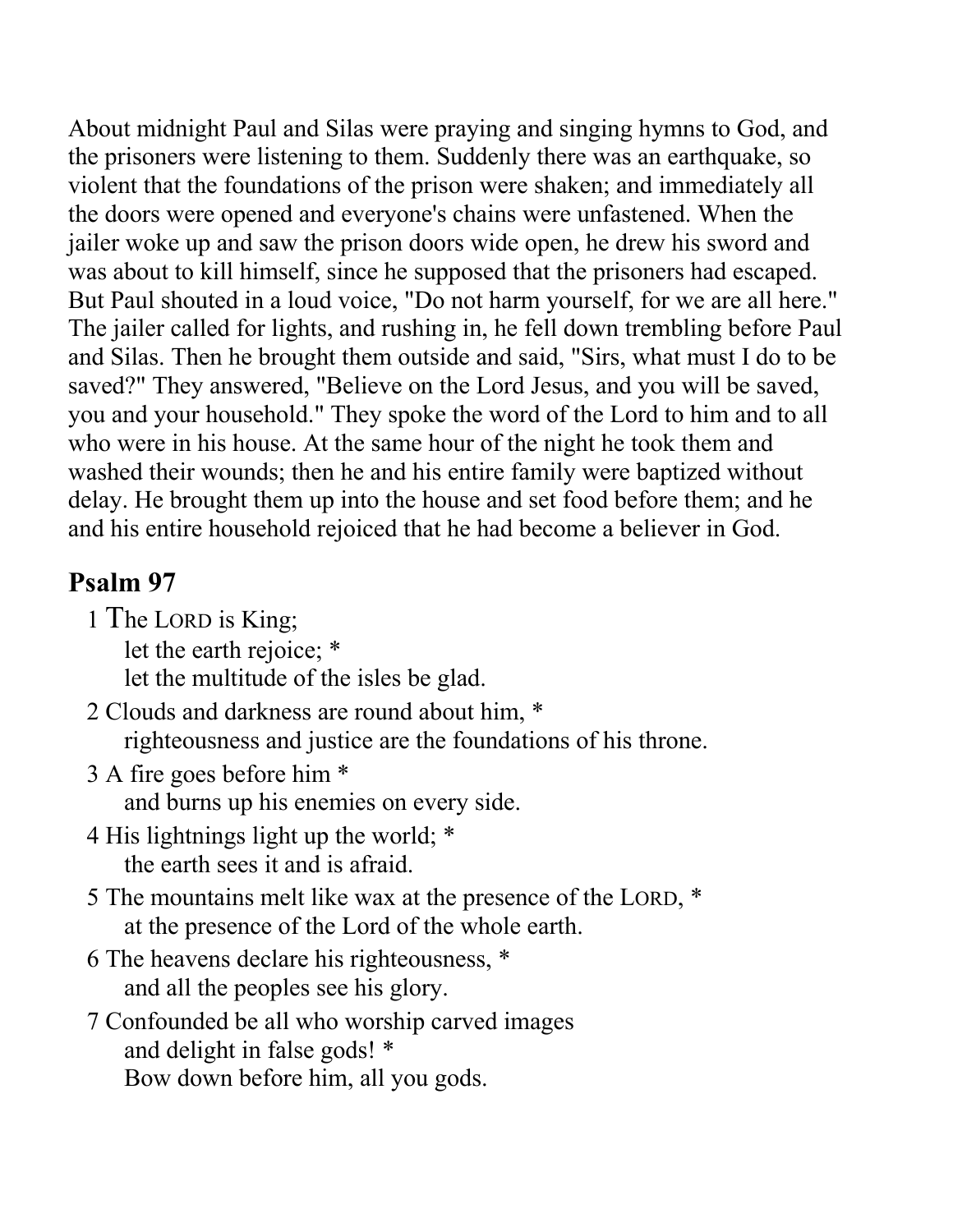About midnight Paul and Silas were praying and singing hymns to God, and the prisoners were listening to them. Suddenly there was an earthquake, so violent that the foundations of the prison were shaken; and immediately all the doors were opened and everyone's chains were unfastened. When the jailer woke up and saw the prison doors wide open, he drew his sword and was about to kill himself, since he supposed that the prisoners had escaped. But Paul shouted in a loud voice, "Do not harm yourself, for we are all here." The jailer called for lights, and rushing in, he fell down trembling before Paul and Silas. Then he brought them outside and said, "Sirs, what must I do to be saved?" They answered, "Believe on the Lord Jesus, and you will be saved, you and your household." They spoke the word of the Lord to him and to all who were in his house. At the same hour of the night he took them and washed their wounds; then he and his entire family were baptized without delay. He brought them up into the house and set food before them; and he and his entire household rejoiced that he had become a believer in God.

## Psalm 97

1 The LORD is King;
let the earth rejoice; *
let the multitude of the isles be glad.

2 Clouds and darkness are round about him, *
righteousness and justice are the foundations of his throne.

3 A fire goes before him *
and burns up his enemies on every side.

4 His lightnings light up the world; *
the earth sees it and is afraid.

5 The mountains melt like wax at the presence of the LORD, *
at the presence of the Lord of the whole earth.

6 The heavens declare his righteousness, *
and all the peoples see his glory.

7 Confounded be all who worship carved images
and delight in false gods! *
Bow down before him, all you gods.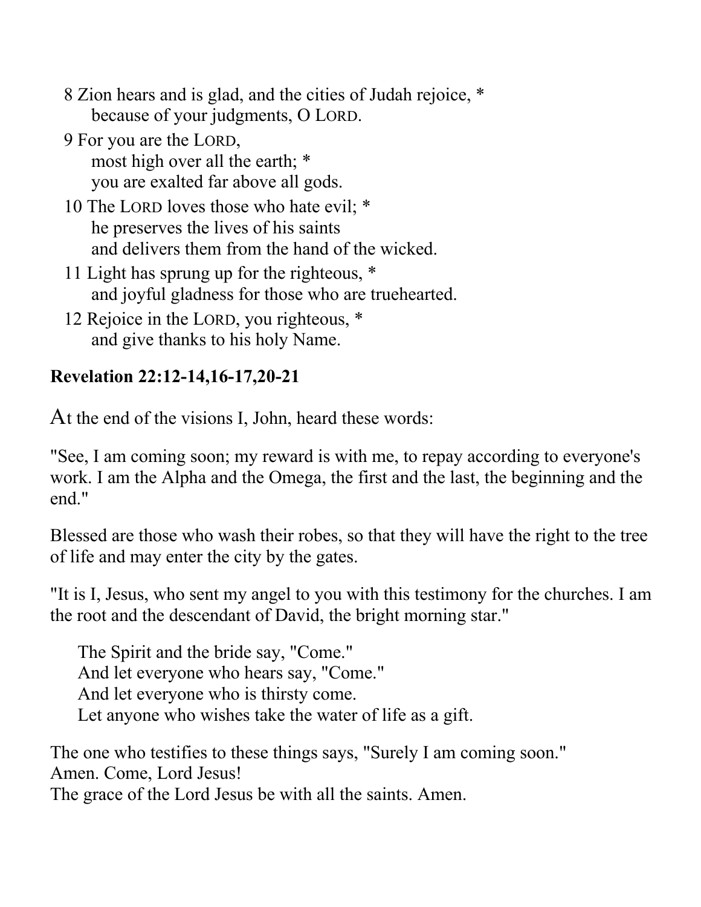8 Zion hears and is glad, and the cities of Judah rejoice, *
because of your judgments, O LORD.

9 For you are the LORD,
most high over all the earth; *
you are exalted far above all gods.

10 The LORD loves those who hate evil; *
he preserves the lives of his saints
and delivers them from the hand of the wicked.

11 Light has sprung up for the righteous, *
and joyful gladness for those who are truehearted.

12 Rejoice in the LORD, you righteous, *
and give thanks to his holy Name.

**Revelation 22:12-14,16-17,20-21**

At the end of the visions I, John, heard these words:

"See, I am coming soon; my reward is with me, to repay according to everyone's work. I am the Alpha and the Omega, the first and the last, the beginning and the end."

Blessed are those who wash their robes, so that they will have the right to the tree of life and may enter the city by the gates.

"It is I, Jesus, who sent my angel to you with this testimony for the churches. I am the root and the descendant of David, the bright morning star."

The Spirit and the bride say, "Come."
And let everyone who hears say, "Come."
And let everyone who is thirsty come.
Let anyone who wishes take the water of life as a gift.

The one who testifies to these things says, "Surely I am coming soon."
Amen. Come, Lord Jesus!
The grace of the Lord Jesus be with all the saints. Amen.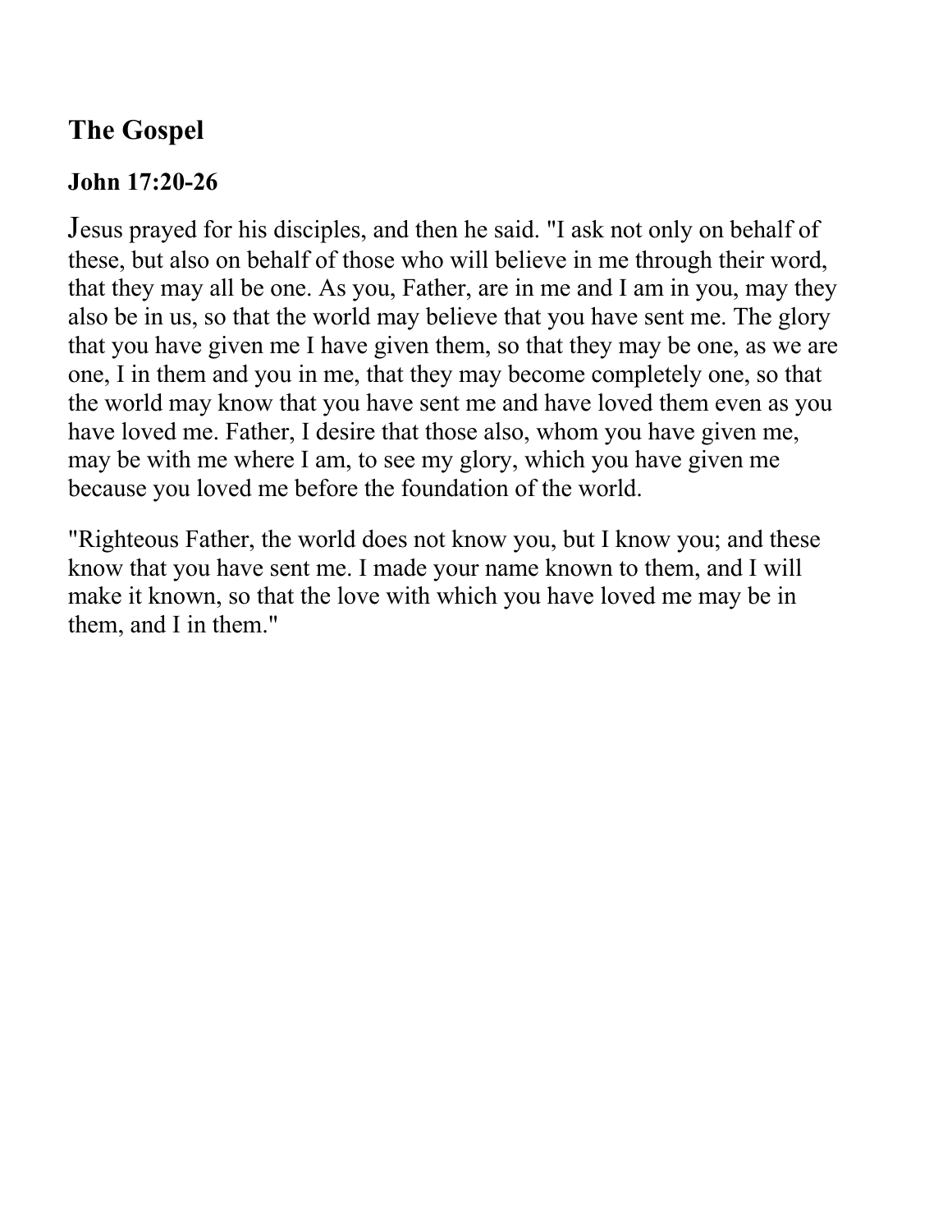## The Gospel

### John 17:20-26

Jesus prayed for his disciples, and then he said. "I ask not only on behalf of these, but also on behalf of those who will believe in me through their word, that they may all be one. As you, Father, are in me and I am in you, may they also be in us, so that the world may believe that you have sent me. The glory that you have given me I have given them, so that they may be one, as we are one, I in them and you in me, that they may become completely one, so that the world may know that you have sent me and have loved them even as you have loved me. Father, I desire that those also, whom you have given me, may be with me where I am, to see my glory, which you have given me because you loved me before the foundation of the world.

"Righteous Father, the world does not know you, but I know you; and these know that you have sent me. I made your name known to them, and I will make it known, so that the love with which you have loved me may be in them, and I in them."